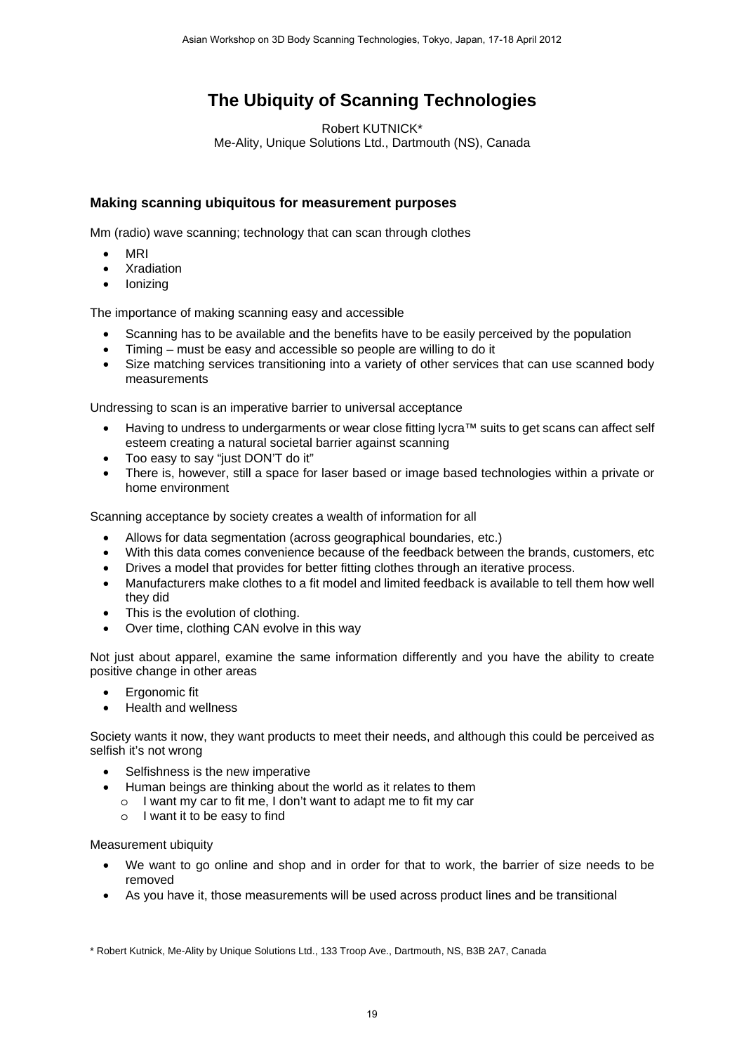# The Ubiquity of Scanning Technologies

Robert KUTNICK*
Me-Ality, Unique Solutions Ltd., Dartmouth (NS), Canada

## Making scanning ubiquitous for measurement purposes

Mm (radio) wave scanning; technology that can scan through clothes

- MRI
- Xradiation
- Ionizing

The importance of making scanning easy and accessible

- Scanning has to be available and the benefits have to be easily perceived by the population
- Timing – must be easy and accessible so people are willing to do it
- Size matching services transitioning into a variety of other services that can use scanned body measurements

Undressing to scan is an imperative barrier to universal acceptance

- Having to undress to undergarments or wear close fitting lycra™ suits to get scans can affect self esteem creating a natural societal barrier against scanning
- Too easy to say "just DON'T do it"
- There is, however, still a space for laser based or image based technologies within a private or home environment

Scanning acceptance by society creates a wealth of information for all

- Allows for data segmentation (across geographical boundaries, etc.)
- With this data comes convenience because of the feedback between the brands, customers, etc
- Drives a model that provides for better fitting clothes through an iterative process.
- Manufacturers make clothes to a fit model and limited feedback is available to tell them how well they did
- This is the evolution of clothing.
- Over time, clothing CAN evolve in this way

Not just about apparel, examine the same information differently and you have the ability to create positive change in other areas

- Ergonomic fit
- Health and wellness

Society wants it now, they want products to meet their needs, and although this could be perceived as selfish it's not wrong

- Selfishness is the new imperative
- Human beings are thinking about the world as it relates to them
  - I want my car to fit me, I don't want to adapt me to fit my car
  - I want it to be easy to find

Measurement ubiquity

- We want to go online and shop and in order for that to work, the barrier of size needs to be removed
- As you have it, those measurements will be used across product lines and be transitional

* Robert Kutnick, Me-Ality by Unique Solutions Ltd., 133 Troop Ave., Dartmouth, NS, B3B 2A7, Canada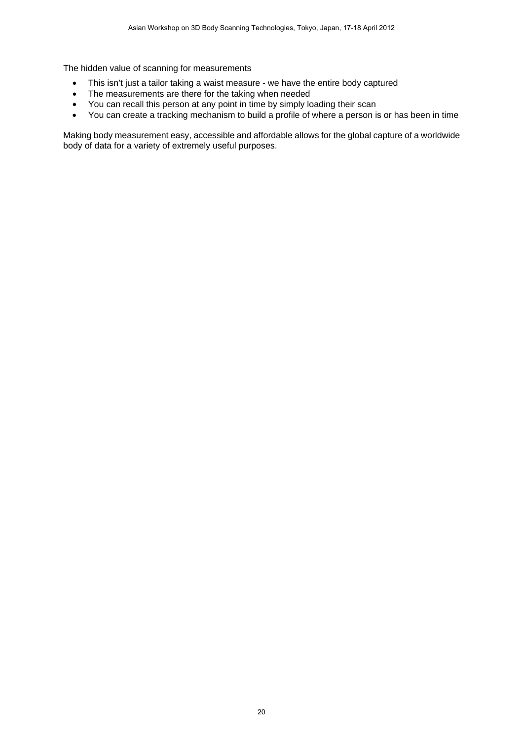The hidden value of scanning for measurements

- This isn't just a tailor taking a waist measure - we have the entire body captured
- The measurements are there for the taking when needed
- You can recall this person at any point in time by simply loading their scan
- You can create a tracking mechanism to build a profile of where a person is or has been in time

Making body measurement easy, accessible and affordable allows for the global capture of a worldwide body of data for a variety of extremely useful purposes.